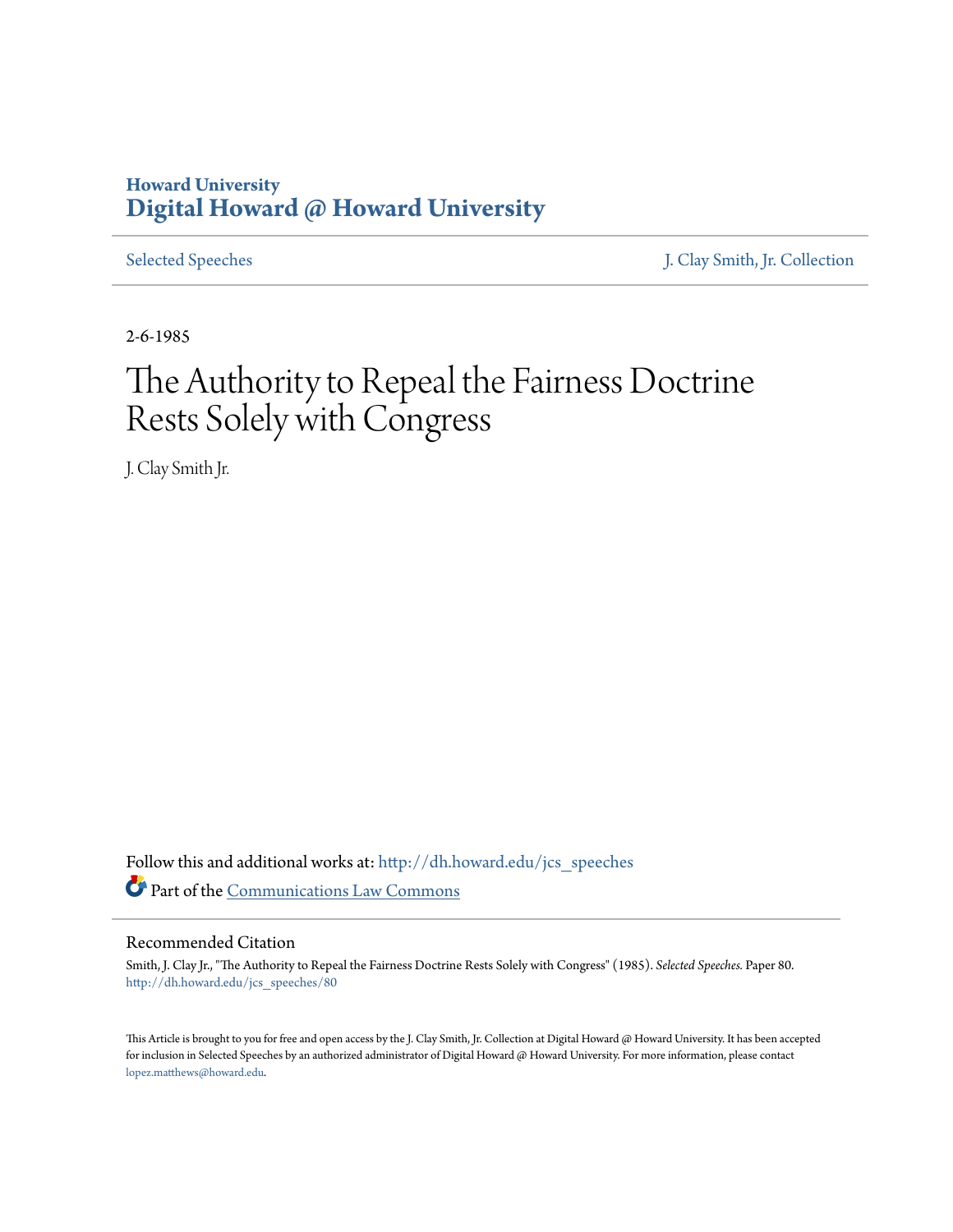Howard University
**Digital Howard @ Howard University**

Selected Speeches | J. Clay Smith, Jr. Collection

2-6-1985

# The Authority to Repeal the Fairness Doctrine Rests Solely with Congress

J. Clay Smith Jr.

Follow this and additional works at: http://dh.howard.edu/jcs_speeches

Part of the Communications Law Commons

## Recommended Citation

Smith, J. Clay Jr., "The Authority to Repeal the Fairness Doctrine Rests Solely with Congress" (1985). *Selected Speeches.* Paper 80. http://dh.howard.edu/jcs_speeches/80

This Article is brought to you for free and open access by the J. Clay Smith, Jr. Collection at Digital Howard @ Howard University. It has been accepted for inclusion in Selected Speeches by an authorized administrator of Digital Howard @ Howard University. For more information, please contact lopez.matthews@howard.edu.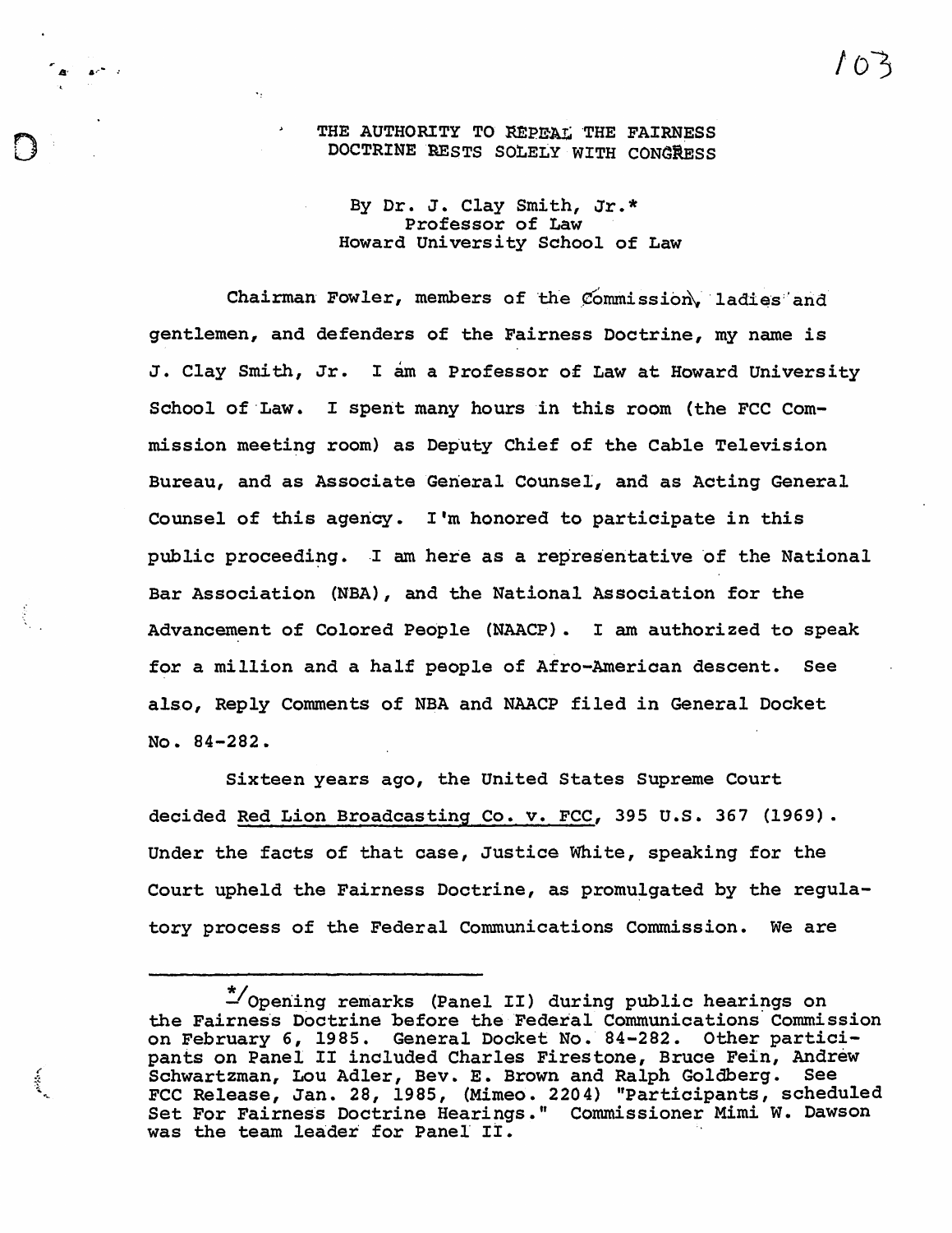# THE AUTHORITY TO REPEAL THE FAIRNESS DOCTRINE RESTS SOLELY WITH CONGRESS

By Dr. J. Clay Smith, Jr.*
Professor of Law
Howard University School of Law

Chairman Fowler, members of the Commission, ladies and gentlemen, and defenders of the Fairness Doctrine, my name is J. Clay Smith, Jr. I am a Professor of Law at Howard University School of Law. I spent many hours in this room (the FCC Commission meeting room) as Deputy Chief of the Cable Television Bureau, and as Associate General Counsel, and as Acting General Counsel of this agency. I'm honored to participate in this public proceeding. I am here as a representative of the National Bar Association (NBA), and the National Association for the Advancement of Colored People (NAACP). I am authorized to speak for a million and a half people of Afro-American descent. See also, Reply Comments of NBA and NAACP filed in General Docket No. 84-282.

Sixteen years ago, the United States Supreme Court decided Red Lion Broadcasting Co. v. FCC, 395 U.S. 367 (1969). Under the facts of that case, Justice White, speaking for the Court upheld the Fairness Doctrine, as promulgated by the regulatory process of the Federal Communications Commission. We are

---

*/ Opening remarks (Panel II) during public hearings on the Fairness Doctrine before the Federal Communications Commission on February 6, 1985. General Docket No. 84-282. Other participants on Panel II included Charles Firestone, Bruce Fein, Andrew Schwartzman, Lou Adler, Bev. E. Brown and Ralph Goldberg. See FCC Release, Jan. 28, 1985, (Mimeo. 2204) "Participants, scheduled Set For Fairness Doctrine Hearings." Commissioner Mimi W. Dawson was the team leader for Panel II.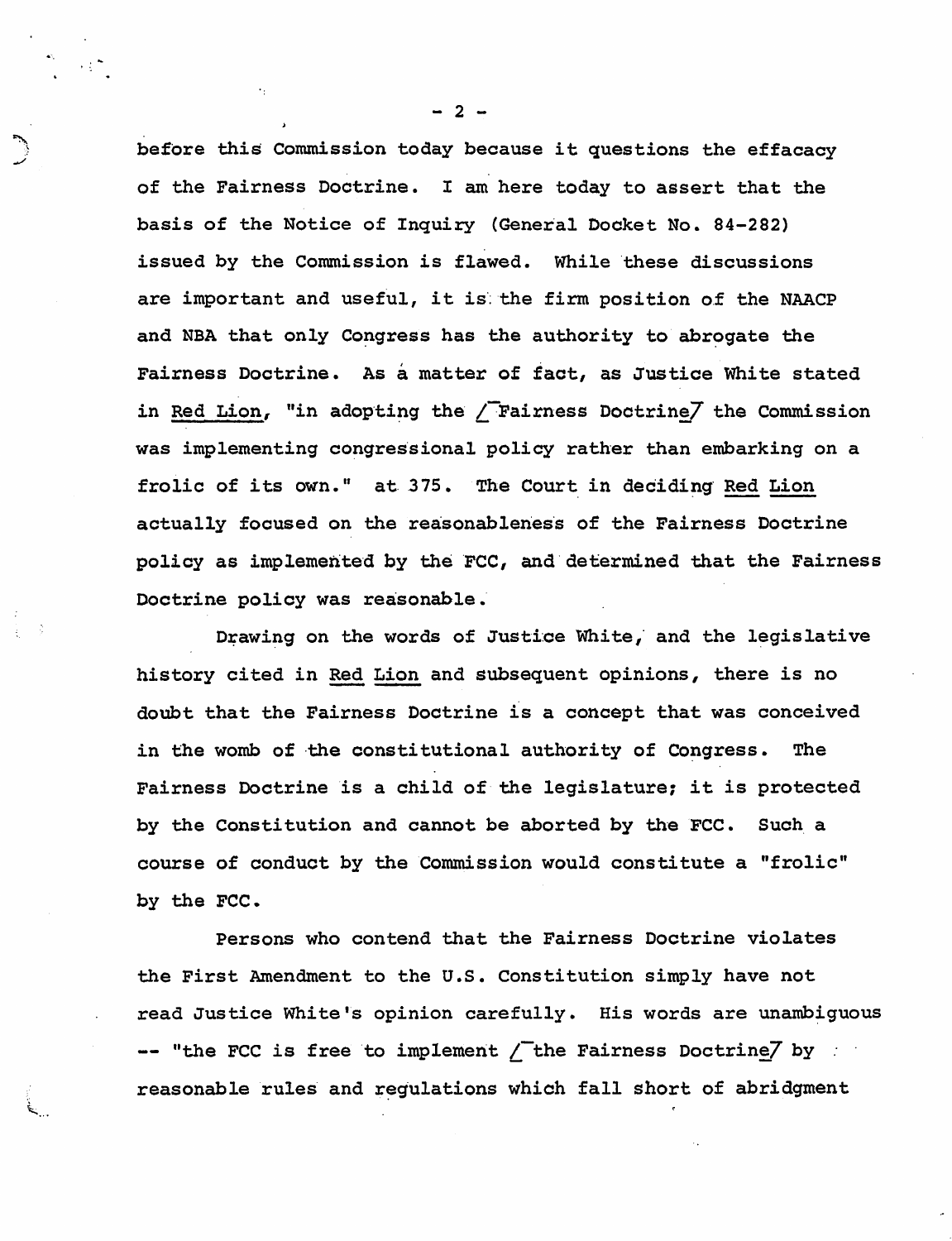before this Commission today because it questions the effacacy of the Fairness Doctrine. I am here today to assert that the basis of the Notice of Inquiry (General Docket No. 84-282) issued by the Commission is flawed. While these discussions are important and useful, it is the firm position of the NAACP and NBA that only Congress has the authority to abrogate the Fairness Doctrine. As a matter of fact, as Justice White stated in Red Lion, "in adopting the /Fairness Doctrine/ the Commission was implementing congressional policy rather than embarking on a frolic of its own." at 375. The Court in deciding Red Lion actually focused on the reasonableness of the Fairness Doctrine policy as implemented by the FCC, and determined that the Fairness Doctrine policy was reasonable.

Drawing on the words of Justice White, and the legislative history cited in Red Lion and subsequent opinions, there is no doubt that the Fairness Doctrine is a concept that was conceived in the womb of the constitutional authority of Congress. The Fairness Doctrine is a child of the legislature; it is protected by the Constitution and cannot be aborted by the FCC. Such a course of conduct by the Commission would constitute a "frolic" by the FCC.

Persons who contend that the Fairness Doctrine violates the First Amendment to the U.S. Constitution simply have not read Justice White's opinion carefully. His words are unambiguous -- "the FCC is free to implement /the Fairness Doctrine/ by reasonable rules and regulations which fall short of abridgment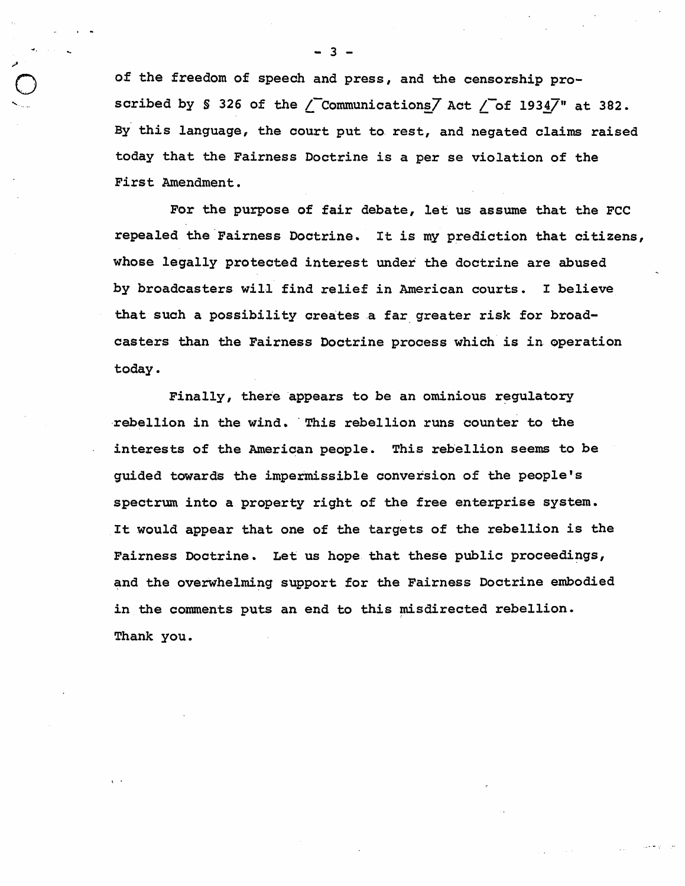of the freedom of speech and press, and the censorship proscribed by § 326 of the /‾Communications/ Act /‾of 1934/" at 382. By this language, the court put to rest, and negated claims raised today that the Fairness Doctrine is a per se violation of the First Amendment.

For the purpose of fair debate, let us assume that the FCC repealed the Fairness Doctrine. It is my prediction that citizens, whose legally protected interest under the doctrine are abused by broadcasters will find relief in American courts. I believe that such a possibility creates a far greater risk for broadcasters than the Fairness Doctrine process which is in operation today.

Finally, there appears to be an ominious regulatory rebellion in the wind. This rebellion runs counter to the interests of the American people. This rebellion seems to be guided towards the impermissible conversion of the people's spectrum into a property right of the free enterprise system. It would appear that one of the targets of the rebellion is the Fairness Doctrine. Let us hope that these public proceedings, and the overwhelming support for the Fairness Doctrine embodied in the comments puts an end to this misdirected rebellion. Thank you.